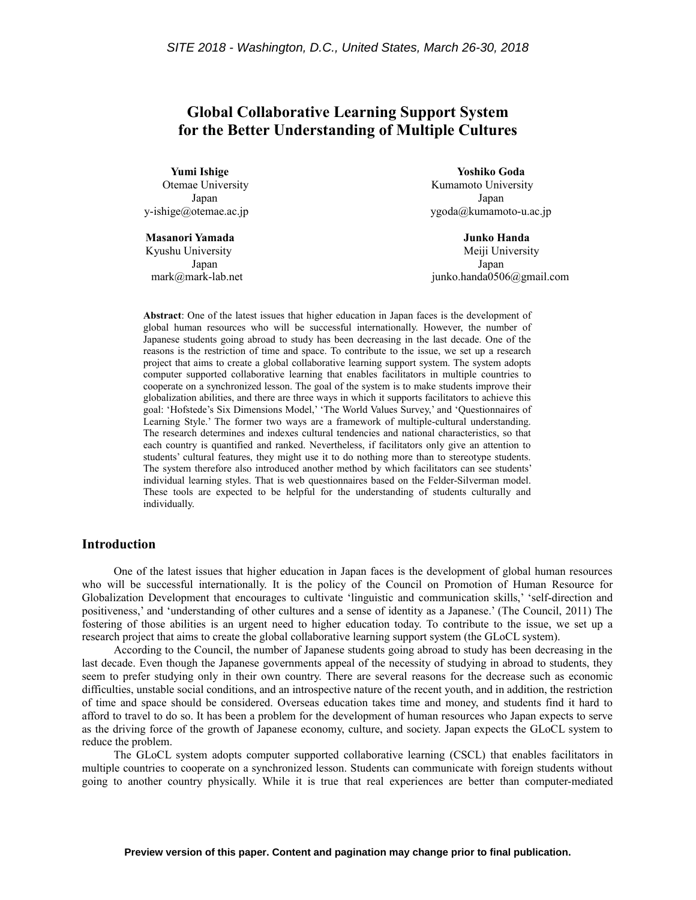# Global Collaborative Learning Support System for the Better Understanding of Multiple Cultures

**Yumi Ishige**
Otemae University
Japan
y-ishige@otemae.ac.jp

**Yoshiko Goda**
Kumamoto University
Japan
ygoda@kumamoto-u.ac.jp

**Masanori Yamada**
Kyushu University
Japan
mark@mark-lab.net

**Junko Handa**
Meiji University
Japan
junko.handa0506@gmail.com

**Abstract**: One of the latest issues that higher education in Japan faces is the development of global human resources who will be successful internationally. However, the number of Japanese students going abroad to study has been decreasing in the last decade. One of the reasons is the restriction of time and space. To contribute to the issue, we set up a research project that aims to create a global collaborative learning support system. The system adopts computer supported collaborative learning that enables facilitators in multiple countries to cooperate on a synchronized lesson. The goal of the system is to make students improve their globalization abilities, and there are three ways in which it supports facilitators to achieve this goal: 'Hofstede's Six Dimensions Model,' 'The World Values Survey,' and 'Questionnaires of Learning Style.' The former two ways are a framework of multiple-cultural understanding. The research determines and indexes cultural tendencies and national characteristics, so that each country is quantified and ranked. Nevertheless, if facilitators only give an attention to students' cultural features, they might use it to do nothing more than to stereotype students. The system therefore also introduced another method by which facilitators can see students' individual learning styles. That is web questionnaires based on the Felder-Silverman model. These tools are expected to be helpful for the understanding of students culturally and individually.

## Introduction

One of the latest issues that higher education in Japan faces is the development of global human resources who will be successful internationally. It is the policy of the Council on Promotion of Human Resource for Globalization Development that encourages to cultivate 'linguistic and communication skills,' 'self-direction and positiveness,' and 'understanding of other cultures and a sense of identity as a Japanese.' (The Council, 2011) The fostering of those abilities is an urgent need to higher education today. To contribute to the issue, we set up a research project that aims to create the global collaborative learning support system (the GLoCL system).

According to the Council, the number of Japanese students going abroad to study has been decreasing in the last decade. Even though the Japanese governments appeal of the necessity of studying in abroad to students, they seem to prefer studying only in their own country. There are several reasons for the decrease such as economic difficulties, unstable social conditions, and an introspective nature of the recent youth, and in addition, the restriction of time and space should be considered. Overseas education takes time and money, and students find it hard to afford to travel to do so. It has been a problem for the development of human resources who Japan expects to serve as the driving force of the growth of Japanese economy, culture, and society. Japan expects the GLoCL system to reduce the problem.

The GLoCL system adopts computer supported collaborative learning (CSCL) that enables facilitators in multiple countries to cooperate on a synchronized lesson. Students can communicate with foreign students without going to another country physically. While it is true that real experiences are better than computer-mediated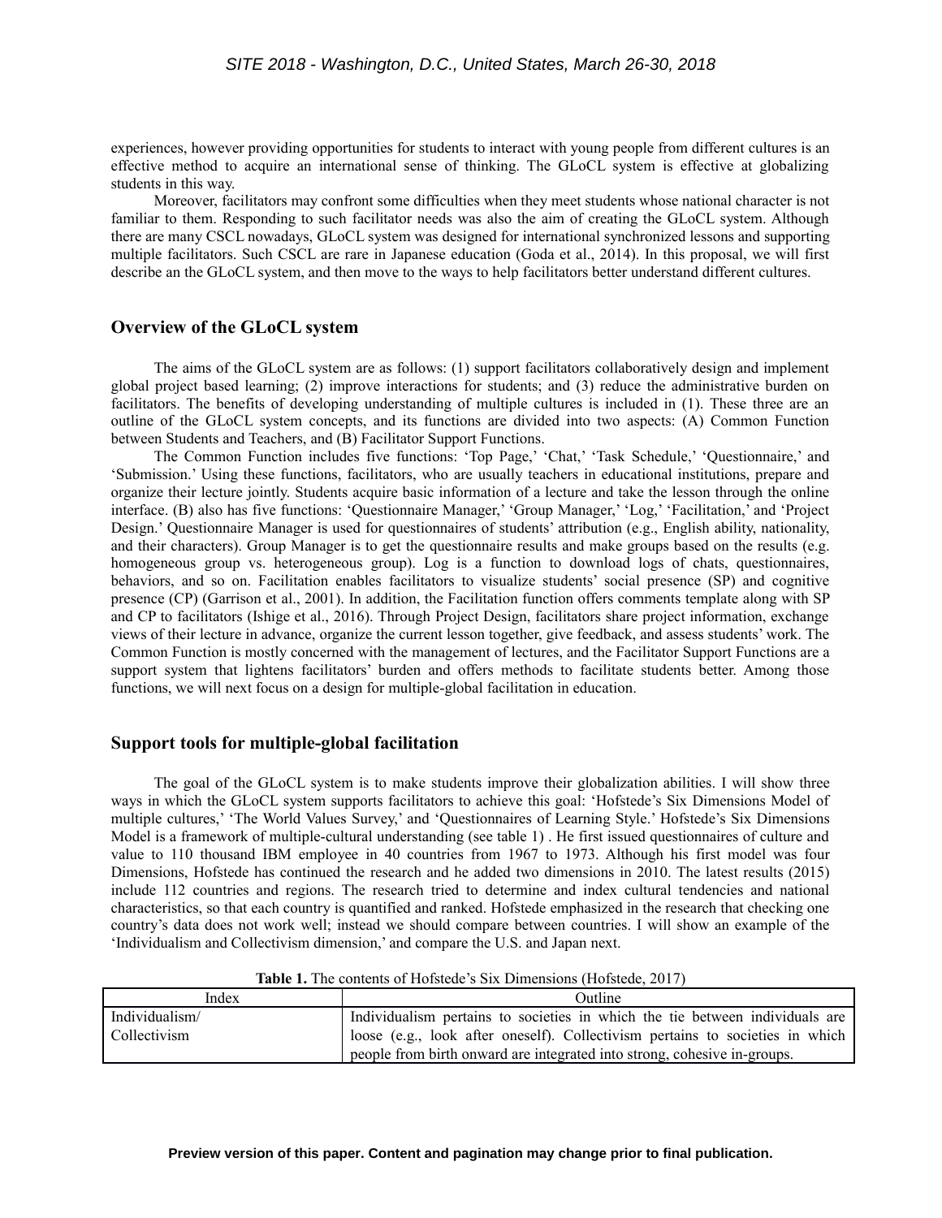experiences, however providing opportunities for students to interact with young people from different cultures is an effective method to acquire an international sense of thinking. The GLoCL system is effective at globalizing students in this way.

Moreover, facilitators may confront some difficulties when they meet students whose national character is not familiar to them. Responding to such facilitator needs was also the aim of creating the GLoCL system. Although there are many CSCL nowadays, GLoCL system was designed for international synchronized lessons and supporting multiple facilitators. Such CSCL are rare in Japanese education (Goda et al., 2014). In this proposal, we will first describe an the GLoCL system, and then move to the ways to help facilitators better understand different cultures.

## Overview of the GLoCL system

The aims of the GLoCL system are as follows: (1) support facilitators collaboratively design and implement global project based learning; (2) improve interactions for students; and (3) reduce the administrative burden on facilitators. The benefits of developing understanding of multiple cultures is included in (1). These three are an outline of the GLoCL system concepts, and its functions are divided into two aspects: (A) Common Function between Students and Teachers, and (B) Facilitator Support Functions.

The Common Function includes five functions: 'Top Page,' 'Chat,' 'Task Schedule,' 'Questionnaire,' and 'Submission.' Using these functions, facilitators, who are usually teachers in educational institutions, prepare and organize their lecture jointly. Students acquire basic information of a lecture and take the lesson through the online interface. (B) also has five functions: 'Questionnaire Manager,' 'Group Manager,' 'Log,' 'Facilitation,' and 'Project Design.' Questionnaire Manager is used for questionnaires of students' attribution (e.g., English ability, nationality, and their characters). Group Manager is to get the questionnaire results and make groups based on the results (e.g. homogeneous group vs. heterogeneous group). Log is a function to download logs of chats, questionnaires, behaviors, and so on. Facilitation enables facilitators to visualize students' social presence (SP) and cognitive presence (CP) (Garrison et al., 2001). In addition, the Facilitation function offers comments template along with SP and CP to facilitators (Ishige et al., 2016). Through Project Design, facilitators share project information, exchange views of their lecture in advance, organize the current lesson together, give feedback, and assess students' work. The Common Function is mostly concerned with the management of lectures, and the Facilitator Support Functions are a support system that lightens facilitators' burden and offers methods to facilitate students better. Among those functions, we will next focus on a design for multiple-global facilitation in education.

## Support tools for multiple-global facilitation

The goal of the GLoCL system is to make students improve their globalization abilities. I will show three ways in which the GLoCL system supports facilitators to achieve this goal: 'Hofstede's Six Dimensions Model of multiple cultures,' 'The World Values Survey,' and 'Questionnaires of Learning Style.' Hofstede's Six Dimensions Model is a framework of multiple-cultural understanding (see table 1) . He first issued questionnaires of culture and value to 110 thousand IBM employee in 40 countries from 1967 to 1973. Although his first model was four Dimensions, Hofstede has continued the research and he added two dimensions in 2010. The latest results (2015) include 112 countries and regions. The research tried to determine and index cultural tendencies and national characteristics, so that each country is quantified and ranked. Hofstede emphasized in the research that checking one country's data does not work well; instead we should compare between countries. I will show an example of the 'Individualism and Collectivism dimension,' and compare the U.S. and Japan next.

**Table 1.** The contents of Hofstede's Six Dimensions (Hofstede, 2017)

| Index | Outline |
|---|---|
| Individualism/ Collectivism | Individualism pertains to societies in which the tie between individuals are loose (e.g., look after oneself). Collectivism pertains to societies in which people from birth onward are integrated into strong, cohesive in-groups. |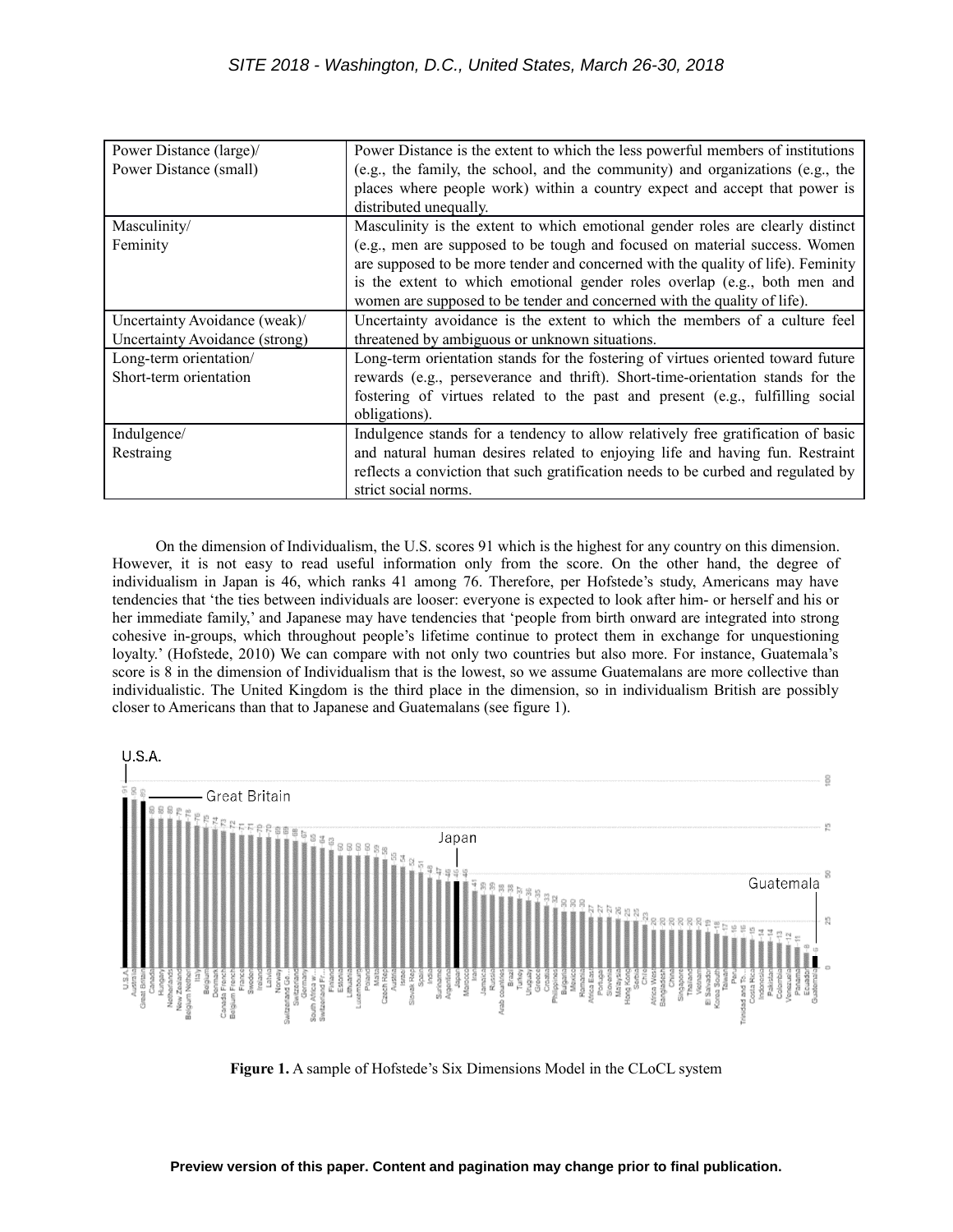| | |
|---|---|
| Power Distance (large)/<br>Power Distance (small) | Power Distance is the extent to which the less powerful members of institutions (e.g., the family, the school, and the community) and organizations (e.g., the places where people work) within a country expect and accept that power is distributed unequally. |
| Masculinity/<br>Feminity | Masculinity is the extent to which emotional gender roles are clearly distinct (e.g., men are supposed to be tough and focused on material success. Women are supposed to be more tender and concerned with the quality of life). Feminity is the extent to which emotional gender roles overlap (e.g., both men and women are supposed to be tender and concerned with the quality of life). |
| Uncertainty Avoidance (weak)/<br>Uncertainty Avoidance (strong) | Uncertainty avoidance is the extent to which the members of a culture feel threatened by ambiguous or unknown situations. |
| Long-term orientation/<br>Short-term orientation | Long-term orientation stands for the fostering of virtues oriented toward future rewards (e.g., perseverance and thrift). Short-time-orientation stands for the fostering of virtues related to the past and present (e.g., fulfilling social obligations). |
| Indulgence/<br>Restraing | Indulgence stands for a tendency to allow relatively free gratification of basic and natural human desires related to enjoying life and having fun. Restraint reflects a conviction that such gratification needs to be curbed and regulated by strict social norms. |

On the dimension of Individualism, the U.S. scores 91 which is the highest for any country on this dimension. However, it is not easy to read useful information only from the score. On the other hand, the degree of individualism in Japan is 46, which ranks 41 among 76. Therefore, per Hofstede's study, Americans may have tendencies that 'the ties between individuals are looser: everyone is expected to look after him- or herself and his or her immediate family,' and Japanese may have tendencies that 'people from birth onward are integrated into strong cohesive in-groups, which throughout people's lifetime continue to protect them in exchange for unquestioning loyalty.' (Hofstede, 2010) We can compare with not only two countries but also more. For instance, Guatemala's score is 8 in the dimension of Individualism that is the lowest, so we assume Guatemalans are more collective than individualistic. The United Kingdom is the third place in the dimension, so in individualism British are possibly closer to Americans than that to Japanese and Guatemalans (see figure 1).

**Figure 1.** A sample of Hofstede's Six Dimensions Model in the CLoCL system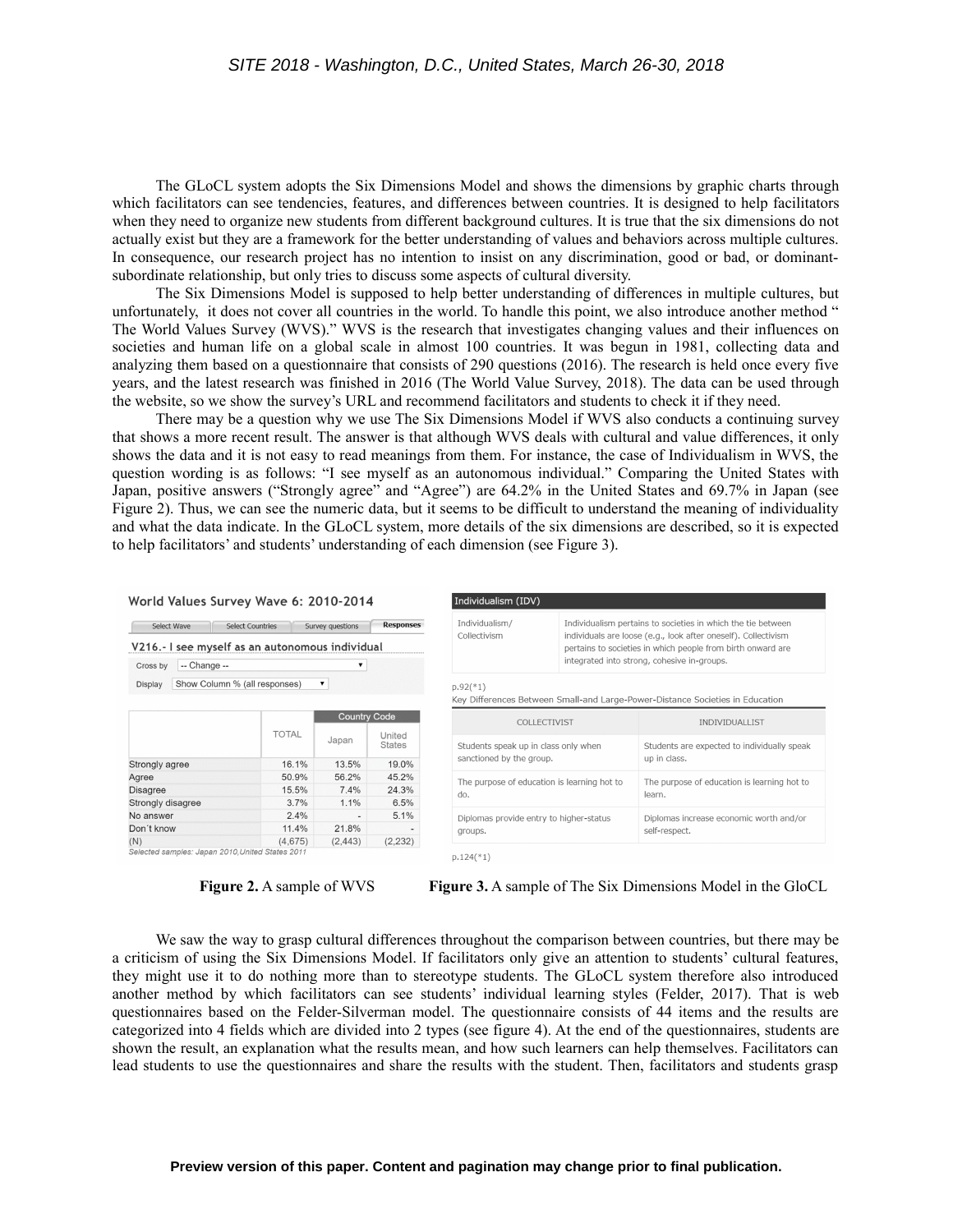The GLoCL system adopts the Six Dimensions Model and shows the dimensions by graphic charts through which facilitators can see tendencies, features, and differences between countries. It is designed to help facilitators when they need to organize new students from different background cultures. It is true that the six dimensions do not actually exist but they are a framework for the better understanding of values and behaviors across multiple cultures. In consequence, our research project has no intention to insist on any discrimination, good or bad, or dominant-subordinate relationship, but only tries to discuss some aspects of cultural diversity.

The Six Dimensions Model is supposed to help better understanding of differences in multiple cultures, but unfortunately, it does not cover all countries in the world. To handle this point, we also introduce another method " The World Values Survey (WVS)." WVS is the research that investigates changing values and their influences on societies and human life on a global scale in almost 100 countries. It was begun in 1981, collecting data and analyzing them based on a questionnaire that consists of 290 questions (2016). The research is held once every five years, and the latest research was finished in 2016 (The World Value Survey, 2018). The data can be used through the website, so we show the survey's URL and recommend facilitators and students to check it if they need.

There may be a question why we use The Six Dimensions Model if WVS also conducts a continuing survey that shows a more recent result. The answer is that although WVS deals with cultural and value differences, it only shows the data and it is not easy to read meanings from them. For instance, the case of Individualism in WVS, the question wording is as follows: "I see myself as an autonomous individual." Comparing the United States with Japan, positive answers ("Strongly agree" and "Agree") are 64.2% in the United States and 69.7% in Japan (see Figure 2). Thus, we can see the numeric data, but it seems to be difficult to understand the meaning of individuality and what the data indicate. In the GLoCL system, more details of the six dimensions are described, so it is expected to help facilitators' and students' understanding of each dimension (see Figure 3).

World Values Survey Wave 6: 2010-2014

Select Wave | Select Countries | Survey questions | **Responses**

V216.- I see myself as an autonomous individual

Cross by: -- Change --

Display: Show Column % (all responses)

| | TOTAL | Country Code | |
|---|---|---|---|
| | | Japan | United States |
| Strongly agree | 16.1% | 13.5% | 19.0% |
| Agree | 50.9% | 56.2% | 45.2% |
| Disagree | 15.5% | 7.4% | 24.3% |
| Strongly disagree | 3.7% | 1.1% | 6.5% |
| No answer | 2.4% | - | 5.1% |
| Don't know | 11.4% | 21.8% | - |
| (N) | (4,675) | (2,443) | (2,232) |

*Selected samples: Japan 2010, United States 2011*

**Figure 2.** A sample of WVS

Individualism (IDV)

| Individualism/ Collectivism | Individualism pertains to societies in which the tie between individuals are loose (e.g., look after oneself). Collectivism pertains to societies in which people from birth onward are integrated into strong, cohesive in-groups. |
|---|---|

p.92(*1)

Key Differences Between Small-and Large-Power-Distance Societies in Education

| COLLECTIVIST | INDIVIDUALLIST |
|---|---|
| Students speak up in class only when sanctioned by the group. | Students are expected to individually speak up in class. |
| The purpose of education is learning hot to do. | The purpose of education is learning hot to learn. |
| Diplomas provide entry to higher-status groups. | Diplomas increase economic worth and/or self-respect. |

p.124(*1)

**Figure 3.** A sample of The Six Dimensions Model in the GloCL

We saw the way to grasp cultural differences throughout the comparison between countries, but there may be a criticism of using the Six Dimensions Model. If facilitators only give an attention to students' cultural features, they might use it to do nothing more than to stereotype students. The GLoCL system therefore also introduced another method by which facilitators can see students' individual learning styles (Felder, 2017). That is web questionnaires based on the Felder-Silverman model. The questionnaire consists of 44 items and the results are categorized into 4 fields which are divided into 2 types (see figure 4). At the end of the questionnaires, students are shown the result, an explanation what the results mean, and how such learners can help themselves. Facilitators can lead students to use the questionnaires and share the results with the student. Then, facilitators and students grasp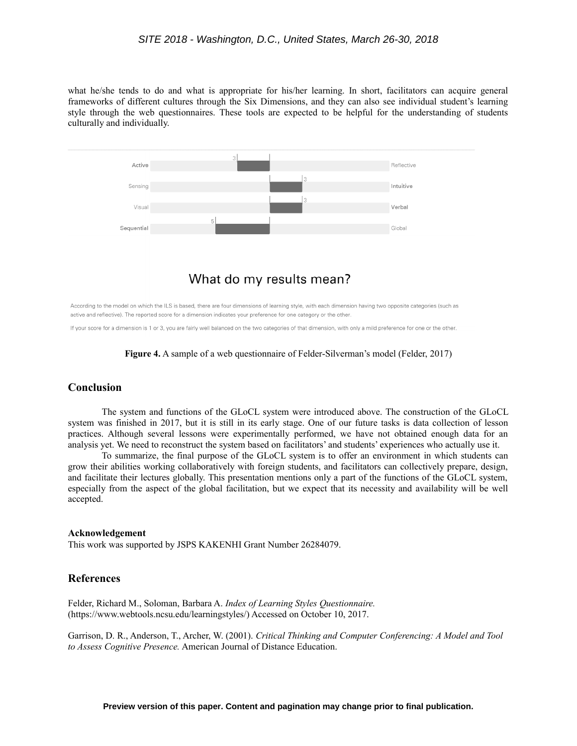what he/she tends to do and what is appropriate for his/her learning. In short, facilitators can acquire general frameworks of different cultures through the Six Dimensions, and they can also see individual student's learning style through the web questionnaires. These tools are expected to be helpful for the understanding of students culturally and individually.

Active 3 Reflective

Sensing 3 Intuitive

Visual 3 Verbal

Sequential 5 Global

## What do my results mean?

According to the model on which the ILS is based, there are four dimensions of learning style, with each dimension having two opposite categories (such as active and reflective). The reported score for a dimension indicates your preference for one category or the other.

If your score for a dimension is 1 or 3, you are fairly well balanced on the two categories of that dimension, with only a mild preference for one or the other.

**Figure 4.** A sample of a web questionnaire of Felder-Silverman's model (Felder, 2017)

## Conclusion

The system and functions of the GLoCL system were introduced above. The construction of the GLoCL system was finished in 2017, but it is still in its early stage. One of our future tasks is data collection of lesson practices. Although several lessons were experimentally performed, we have not obtained enough data for an analysis yet. We need to reconstruct the system based on facilitators' and students' experiences who actually use it.

To summarize, the final purpose of the GLoCL system is to offer an environment in which students can grow their abilities working collaboratively with foreign students, and facilitators can collectively prepare, design, and facilitate their lectures globally. This presentation mentions only a part of the functions of the GLoCL system, especially from the aspect of the global facilitation, but we expect that its necessity and availability will be well accepted.

### Acknowledgement

This work was supported by JSPS KAKENHI Grant Number 26284079.

## References

Felder, Richard M., Soloman, Barbara A. *Index of Learning Styles Questionnaire.* (https://www.webtools.ncsu.edu/learningstyles/) Accessed on October 10, 2017.

Garrison, D. R., Anderson, T., Archer, W. (2001). *Critical Thinking and Computer Conferencing: A Model and Tool to Assess Cognitive Presence.* American Journal of Distance Education.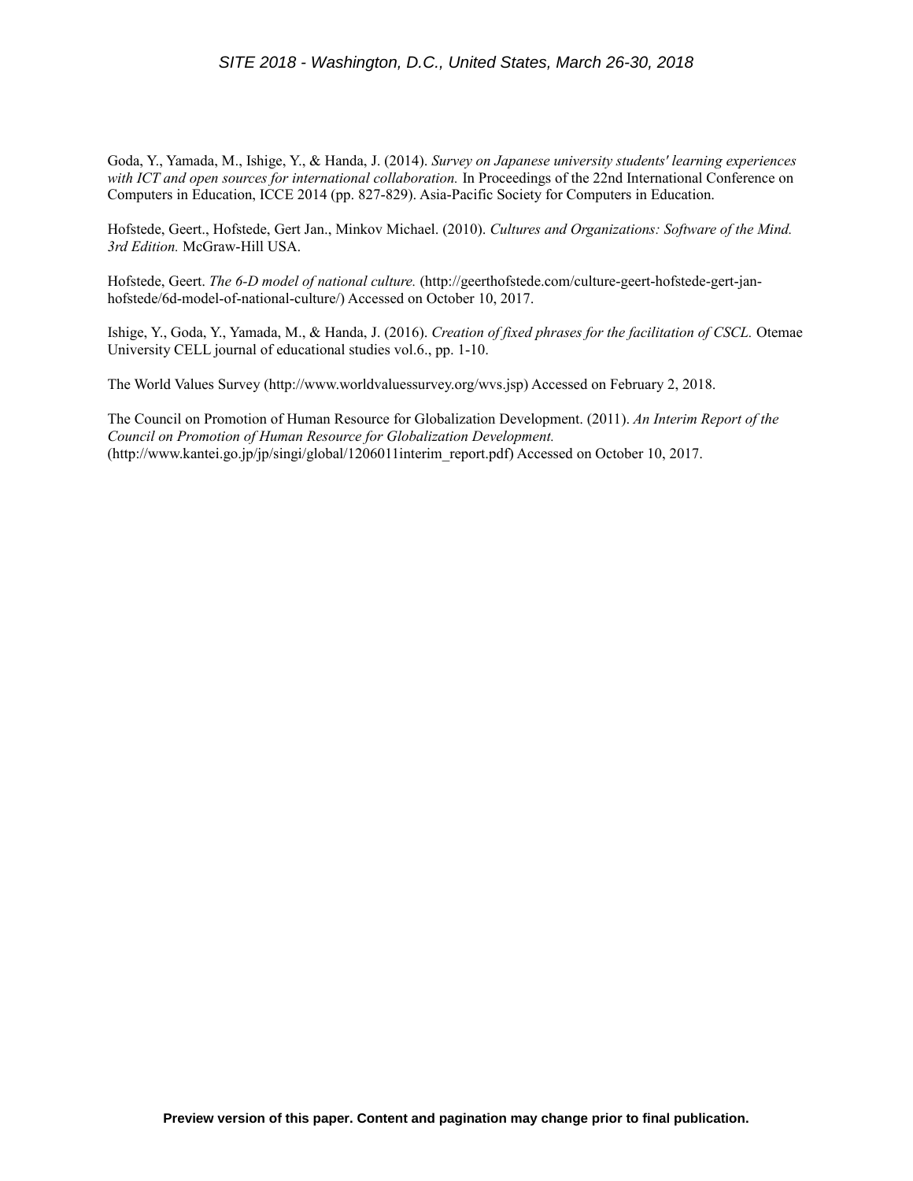Goda, Y., Yamada, M., Ishige, Y., & Handa, J. (2014). *Survey on Japanese university students' learning experiences with ICT and open sources for international collaboration.* In Proceedings of the 22nd International Conference on Computers in Education, ICCE 2014 (pp. 827-829). Asia-Pacific Society for Computers in Education.

Hofstede, Geert., Hofstede, Gert Jan., Minkov Michael. (2010). *Cultures and Organizations: Software of the Mind. 3rd Edition.* McGraw-Hill USA.

Hofstede, Geert. *The 6-D model of national culture.* (http://geerthofstede.com/culture-geert-hofstede-gert-jan-hofstede/6d-model-of-national-culture/) Accessed on October 10, 2017.

Ishige, Y., Goda, Y., Yamada, M., & Handa, J. (2016). *Creation of fixed phrases for the facilitation of CSCL.* Otemae University CELL journal of educational studies vol.6., pp. 1-10.

The World Values Survey (http://www.worldvaluessurvey.org/wvs.jsp) Accessed on February 2, 2018.

The Council on Promotion of Human Resource for Globalization Development. (2011). *An Interim Report of the Council on Promotion of Human Resource for Globalization Development.* (http://www.kantei.go.jp/jp/singi/global/1206011interim_report.pdf) Accessed on October 10, 2017.

**Preview version of this paper. Content and pagination may change prior to final publication.**